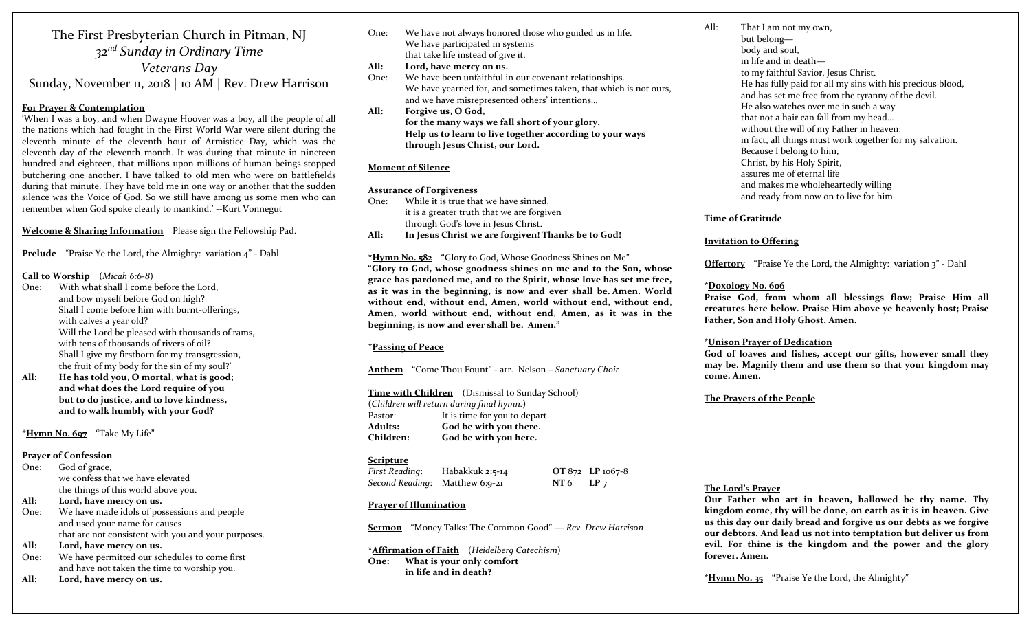# The First Presbyterian Church in Pitman, NJ

## *32nd Sunday in Ordinary Time*

## *Veterans Day*

### Sunday, November 11, 2018 | 10 AM | Rev. Drew Harrison

**For Prayer & Contemplation**

'When I was a boy, and when Dwayne Hoover was a boy, all the people of all the nations which had fought in the First World War were silent during the eleventh minute of the eleventh hour of Armistice Day, which was the eleventh day of the eleventh month. It was during that minute in nineteen hundred and eighteen, that millions upon millions of human beings stopped butchering one another. I have talked to old men who were on battlefields during that minute. They have told me in one way or another that the sudden silence was the Voice of God. So we still have among us some men who can remember when God spoke clearly to mankind.' --Kurt Vonnegut

**Welcome & Sharing Information** Please sign the Fellowship Pad.

**Prelude** "Praise Ye the Lord, the Almighty: variation 4" - Dahl

**Call to Worship** (*Micah 6:6-8*)

One: With what shall I come before the Lord,
and bow myself before God on high?
Shall I come before him with burnt-offerings,
with calves a year old?
Will the Lord be pleased with thousands of rams,
with tens of thousands of rivers of oil?
Shall I give my firstborn for my transgression,
the fruit of my body for the sin of my soul?'

**All: He has told you, O mortal, what is good;
and what does the Lord require of you
but to do justice, and to love kindness,
and to walk humbly with your God?**

*__Hymn No. 697__ "Take My Life"

**Prayer of Confession**

One: God of grace,
we confess that we have elevated
the things of this world above you.

**All: Lord, have mercy on us.**

One: We have made idols of possessions and people
and used your name for causes
that are not consistent with you and your purposes.

**All: Lord, have mercy on us.**

One: We have permitted our schedules to come first
and have not taken the time to worship you.

**All: Lord, have mercy on us.**

One: We have not always honored those who guided us in life.
We have participated in systems
that take life instead of give it.

**All: Lord, have mercy on us.**

One: We have been unfaithful in our covenant relationships.
We have yearned for, and sometimes taken, that which is not ours,
and we have misrepresented others' intentions…

**All: Forgive us, O God,
for the many ways we fall short of your glory.
Help us to learn to live together according to your ways
through Jesus Christ, our Lord.**

**Moment of Silence**

**Assurance of Forgiveness**

One: While it is true that we have sinned,
it is a greater truth that we are forgiven
through God's love in Jesus Christ.

**All: In Jesus Christ we are forgiven! Thanks be to God!**

*__Hymn No. 582__ "Glory to God, Whose Goodness Shines on Me"

**"Glory to God, whose goodness shines on me and to the Son, whose grace has pardoned me, and to the Spirit, whose love has set me free, as it was in the beginning, is now and ever shall be. Amen. World without end, without end, Amen, world without end, without end, Amen, world without end, without end, Amen, as it was in the beginning, is now and ever shall be. Amen."**

*__Passing of Peace__

**Anthem** "Come Thou Fount" - arr. Nelson – *Sanctuary Choir*

**Time with Children** (Dismissal to Sunday School)
(*Children will return during final hymn.*)

Pastor: It is time for you to depart.
**Adults: God be with you there.**
**Children: God be with you here.**

**Scripture**

*First Reading*: Habakkuk 2:5-14 **OT** 872 **LP** 1067-8
*Second Reading*: Matthew 6:9-21 **NT** 6 **LP** 7

**Prayer of Illumination**

**Sermon** "Money Talks: The Common Good" — *Rev. Drew Harrison*

*__Affirmation of Faith__ (*Heidelberg Catechism*)

**One: What is your only comfort
in life and in death?**

All: That I am not my own,
but belong—
body and soul,
in life and in death—
to my faithful Savior, Jesus Christ.
He has fully paid for all my sins with his precious blood,
and has set me free from the tyranny of the devil.
He also watches over me in such a way
that not a hair can fall from my head…
without the will of my Father in heaven;
in fact, all things must work together for my salvation.
Because I belong to him,
Christ, by his Holy Spirit,
assures me of eternal life
and makes me wholeheartedly willing
and ready from now on to live for him.

**Time of Gratitude**

**Invitation to Offering**

**Offertory** "Praise Ye the Lord, the Almighty: variation 3" - Dahl

*__Doxology No. 606__

**Praise God, from whom all blessings flow; Praise Him all creatures here below. Praise Him above ye heavenly host; Praise Father, Son and Holy Ghost. Amen.**

*__Unison Prayer of Dedication__

**God of loaves and fishes, accept our gifts, however small they may be. Magnify them and use them so that your kingdom may come. Amen.**

**The Prayers of the People**

**The Lord's Prayer**

**Our Father who art in heaven, hallowed be thy name. Thy kingdom come, thy will be done, on earth as it is in heaven. Give us this day our daily bread and forgive us our debts as we forgive our debtors. And lead us not into temptation but deliver us from evil. For thine is the kingdom and the power and the glory forever. Amen.**

*__Hymn No. 35__ "Praise Ye the Lord, the Almighty"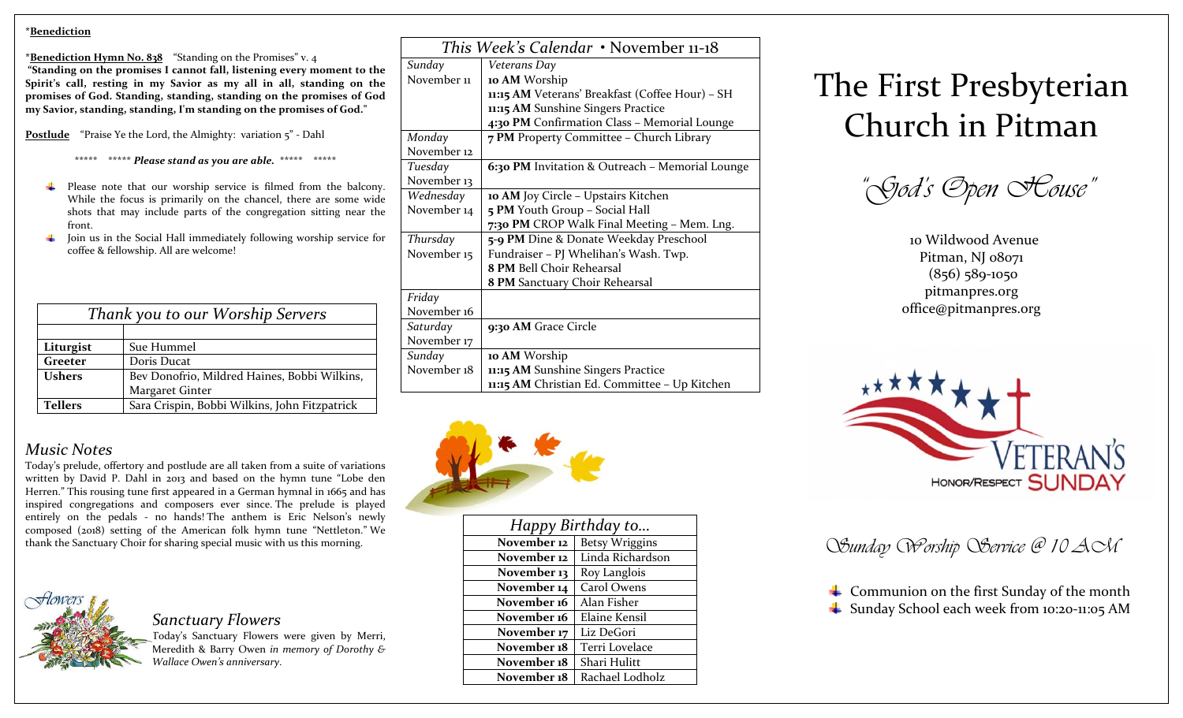*__Benediction__

*__Benediction Hymn No. 838__ "Standing on the Promises" v. 4

**"Standing on the promises I cannot fall, listening every moment to the Spirit's call, resting in my Savior as my all in all, standing on the promises of God. Standing, standing, standing on the promises of God my Savior, standing, standing, I'm standing on the promises of God."**

**Postlude** "Praise Ye the Lord, the Almighty: variation 5" - Dahl

***** ***** ***Please stand as you are able.*** ***** *****

- Please note that our worship service is filmed from the balcony. While the focus is primarily on the chancel, there are some wide shots that may include parts of the congregation sitting near the front.
- Join us in the Social Hall immediately following worship service for coffee & fellowship. All are welcome!

| *Thank you to our Worship Servers* | |
|---|---|
| | |
| **Liturgist** | Sue Hummel |
| **Greeter** | Doris Ducat |
| **Ushers** | Bev Donofrio, Mildred Haines, Bobbi Wilkins, Margaret Ginter |
| **Tellers** | Sara Crispin, Bobbi Wilkins, John Fitzpatrick |

## *Music Notes*

Today's prelude, offertory and postlude are all taken from a suite of variations written by David P. Dahl in 2013 and based on the hymn tune "Lobe den Herren." This rousing tune first appeared in a German hymnal in 1665 and has inspired congregations and composers ever since. The prelude is played entirely on the pedals - no hands! The anthem is Eric Nelson's newly composed (2018) setting of the American folk hymn tune "Nettleton." We thank the Sanctuary Choir for sharing special music with us this morning.

## *Sanctuary Flowers*

Today's Sanctuary Flowers were given by Merri, Meredith & Barry Owen *in memory of Dorothy & Wallace Owen's anniversary*.

| *This Week's Calendar* • November 11-18 | |
|---|---|
| *Sunday* November 11 | *Veterans Day* <br> **10 AM** Worship <br> **11:15 AM** Veterans' Breakfast (Coffee Hour) – SH <br> **11:15 AM** Sunshine Singers Practice <br> **4:30 PM** Confirmation Class – Memorial Lounge |
| *Monday* November 12 | **7 PM** Property Committee – Church Library |
| *Tuesday* November 13 | **6:30 PM** Invitation & Outreach – Memorial Lounge |
| *Wednesday* November 14 | **10 AM** Joy Circle – Upstairs Kitchen <br> **5 PM** Youth Group – Social Hall <br> **7:30 PM** CROP Walk Final Meeting – Mem. Lng. |
| *Thursday* November 15 | **5-9 PM** Dine & Donate Weekday Preschool Fundraiser – PJ Whelihan's Wash. Twp. <br> **8 PM** Bell Choir Rehearsal <br> **8 PM** Sanctuary Choir Rehearsal |
| *Friday* November 16 | |
| *Saturday* November 17 | **9:30 AM** Grace Circle |
| *Sunday* November 18 | **10 AM** Worship <br> **11:15 AM** Sunshine Singers Practice <br> **11:15 AM** Christian Ed. Committee – Up Kitchen |

| *Happy Birthday to...* | |
|---|---|
| **November 12** | Betsy Wriggins |
| **November 12** | Linda Richardson |
| **November 13** | Roy Langlois |
| **November 14** | Carol Owens |
| **November 16** | Alan Fisher |
| **November 16** | Elaine Kensil |
| **November 17** | Liz DeGori |
| **November 18** | Terri Lovelace |
| **November 18** | Shari Hulitt |
| **November 18** | Rachael Lodholz |

# The First Presbyterian Church in Pitman

*"God's Open House"*

10 Wildwood Avenue
Pitman, NJ 08071
(856) 589-1050
pitmanpres.org
office@pitmanpres.org

VETERAN'S
HONOR/RESPECT SUNDAY

*Sunday Worship Service @ 10 AM*

- Communion on the first Sunday of the month
- Sunday School each week from 10:20-11:05 AM